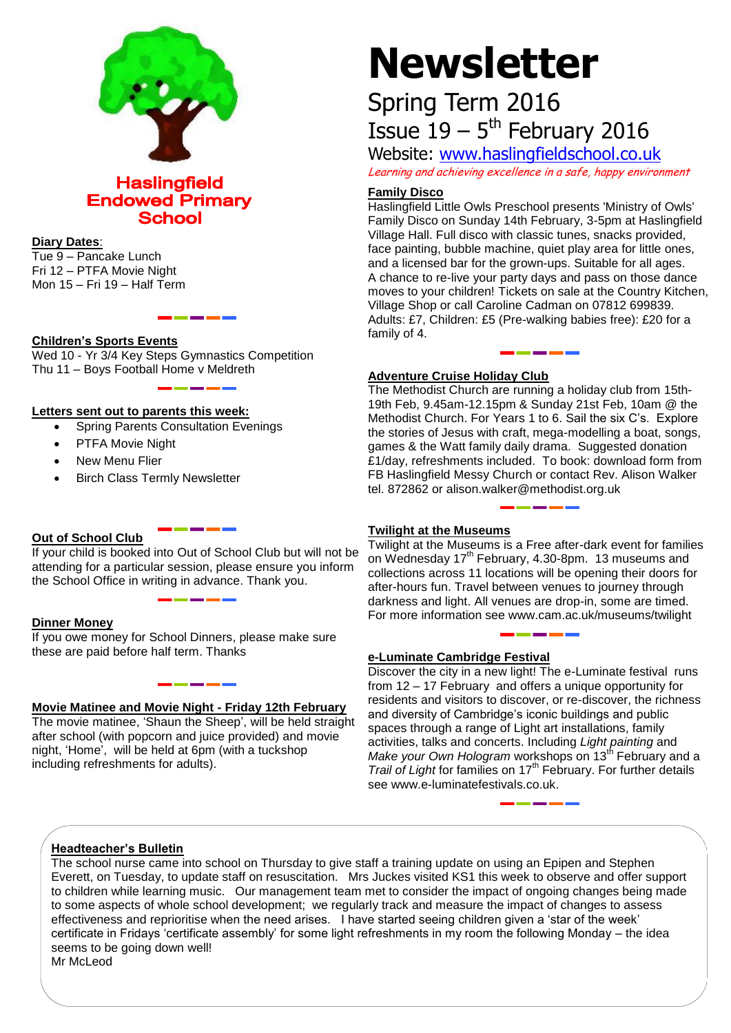**Haslingfield Endowed Primary School**

# Newsletter

## Spring Term 2016

## Issue 19 – 5th February 2016

Website: www.haslingfieldschool.co.uk

*Learning and achieving excellence in a safe, happy environment*

**Diary Dates**:

Tue 9 – Pancake Lunch
Fri 12 – PTFA Movie Night
Mon 15 – Fri 19 – Half Term

**Children's Sports Events**

Wed 10 - Yr 3/4 Key Steps Gymnastics Competition
Thu 11 – Boys Football Home v Meldreth

**Letters sent out to parents this week:**

- Spring Parents Consultation Evenings
- PTFA Movie Night
- New Menu Flier
- Birch Class Termly Newsletter

**Out of School Club**

If your child is booked into Out of School Club but will not be attending for a particular session, please ensure you inform the School Office in writing in advance. Thank you.

**Dinner Money**

If you owe money for School Dinners, please make sure these are paid before half term. Thanks

**Movie Matinee and Movie Night - Friday 12th February**

The movie matinee, 'Shaun the Sheep', will be held straight after school (with popcorn and juice provided) and movie night, 'Home', will be held at 6pm (with a tuckshop including refreshments for adults).

**Family Disco**

Haslingfield Little Owls Preschool presents 'Ministry of Owls' Family Disco on Sunday 14th February, 3-5pm at Haslingfield Village Hall. Full disco with classic tunes, snacks provided, face painting, bubble machine, quiet play area for little ones, and a licensed bar for the grown-ups. Suitable for all ages. A chance to re-live your party days and pass on those dance moves to your children! Tickets on sale at the Country Kitchen, Village Shop or call Caroline Cadman on 07812 699839. Adults: £7, Children: £5 (Pre-walking babies free): £20 for a family of 4.

**Adventure Cruise Holiday Club**

The Methodist Church are running a holiday club from 15th-19th Feb, 9.45am-12.15pm & Sunday 21st Feb, 10am @ the Methodist Church. For Years 1 to 6. Sail the six C's. Explore the stories of Jesus with craft, mega-modelling a boat, songs, games & the Watt family daily drama. Suggested donation £1/day, refreshments included. To book: download form from FB Haslingfield Messy Church or contact Rev. Alison Walker tel. 872862 or alison.walker@methodist.org.uk

**Twilight at the Museums**

Twilight at the Museums is a Free after-dark event for families on Wednesday 17th February, 4.30-8pm. 13 museums and collections across 11 locations will be opening their doors for after-hours fun. Travel between venues to journey through darkness and light. All venues are drop-in, some are timed. For more information see www.cam.ac.uk/museums/twilight

**e-Luminate Cambridge Festival**

Discover the city in a new light! The e-Luminate festival runs from 12 – 17 February and offers a unique opportunity for residents and visitors to discover, or re-discover, the richness and diversity of Cambridge's iconic buildings and public spaces through a range of Light art installations, family activities, talks and concerts. Including *Light painting* and *Make your Own Hologram* workshops on 13th February and a *Trail of Light* for families on 17th February. For further details see www.e-luminatefestivals.co.uk.

**Headteacher's Bulletin**

The school nurse came into school on Thursday to give staff a training update on using an Epipen and Stephen Everett, on Tuesday, to update staff on resuscitation. Mrs Juckes visited KS1 this week to observe and offer support to children while learning music. Our management team met to consider the impact of ongoing changes being made to some aspects of whole school development; we regularly track and measure the impact of changes to assess effectiveness and reprioritise when the need arises. I have started seeing children given a 'star of the week' certificate in Fridays 'certificate assembly' for some light refreshments in my room the following Monday – the idea seems to be going down well!

Mr McLeod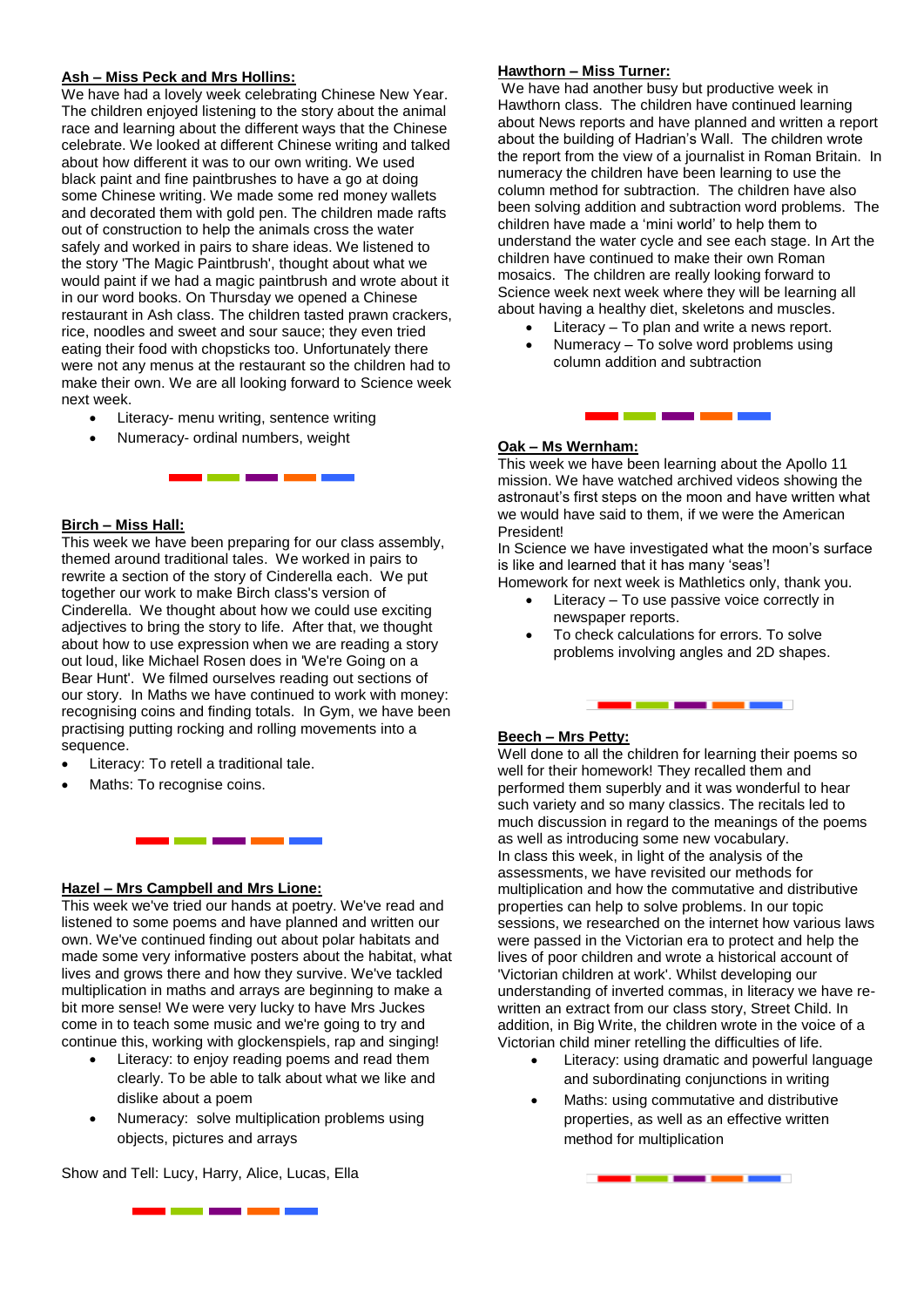**Ash – Miss Peck and Mrs Hollins:**

We have had a lovely week celebrating Chinese New Year. The children enjoyed listening to the story about the animal race and learning about the different ways that the Chinese celebrate. We looked at different Chinese writing and talked about how different it was to our own writing. We used black paint and fine paintbrushes to have a go at doing some Chinese writing. We made some red money wallets and decorated them with gold pen. The children made rafts out of construction to help the animals cross the water safely and worked in pairs to share ideas. We listened to the story 'The Magic Paintbrush', thought about what we would paint if we had a magic paintbrush and wrote about it in our word books. On Thursday we opened a Chinese restaurant in Ash class. The children tasted prawn crackers, rice, noodles and sweet and sour sauce; they even tried eating their food with chopsticks too. Unfortunately there were not any menus at the restaurant so the children had to make their own. We are all looking forward to Science week next week.

- Literacy- menu writing, sentence writing
- Numeracy- ordinal numbers, weight

**Birch – Miss Hall:**

This week we have been preparing for our class assembly, themed around traditional tales. We worked in pairs to rewrite a section of the story of Cinderella each. We put together our work to make Birch class's version of Cinderella. We thought about how we could use exciting adjectives to bring the story to life. After that, we thought about how to use expression when we are reading a story out loud, like Michael Rosen does in 'We're Going on a Bear Hunt'. We filmed ourselves reading out sections of our story. In Maths we have continued to work with money: recognising coins and finding totals. In Gym, we have been practising putting rocking and rolling movements into a sequence.

- Literacy: To retell a traditional tale.
- Maths: To recognise coins.

**Hazel – Mrs Campbell and Mrs Lione:**

This week we've tried our hands at poetry. We've read and listened to some poems and have planned and written our own. We've continued finding out about polar habitats and made some very informative posters about the habitat, what lives and grows there and how they survive. We've tackled multiplication in maths and arrays are beginning to make a bit more sense! We were very lucky to have Mrs Juckes come in to teach some music and we're going to try and continue this, working with glockenspiels, rap and singing!

- Literacy: to enjoy reading poems and read them clearly. To be able to talk about what we like and dislike about a poem
- Numeracy: solve multiplication problems using objects, pictures and arrays

Show and Tell: Lucy, Harry, Alice, Lucas, Ella

**Hawthorn – Miss Turner:**

We have had another busy but productive week in Hawthorn class. The children have continued learning about News reports and have planned and written a report about the building of Hadrian's Wall. The children wrote the report from the view of a journalist in Roman Britain. In numeracy the children have been learning to use the column method for subtraction. The children have also been solving addition and subtraction word problems. The children have made a 'mini world' to help them to understand the water cycle and see each stage. In Art the children have continued to make their own Roman mosaics. The children are really looking forward to Science week next week where they will be learning all about having a healthy diet, skeletons and muscles.

- Literacy – To plan and write a news report.
- Numeracy – To solve word problems using column addition and subtraction

**Oak – Ms Wernham:**

This week we have been learning about the Apollo 11 mission. We have watched archived videos showing the astronaut's first steps on the moon and have written what we would have said to them, if we were the American President!

In Science we have investigated what the moon's surface is like and learned that it has many 'seas'!

Homework for next week is Mathletics only, thank you.

- Literacy – To use passive voice correctly in newspaper reports.
- To check calculations for errors. To solve problems involving angles and 2D shapes.

**Beech – Mrs Petty:**

Well done to all the children for learning their poems so well for their homework! They recalled them and performed them superbly and it was wonderful to hear such variety and so many classics. The recitals led to much discussion in regard to the meanings of the poems as well as introducing some new vocabulary.

In class this week, in light of the analysis of the assessments, we have revisited our methods for multiplication and how the commutative and distributive properties can help to solve problems. In our topic sessions, we researched on the internet how various laws were passed in the Victorian era to protect and help the lives of poor children and wrote a historical account of 'Victorian children at work'. Whilst developing our understanding of inverted commas, in literacy we have re-written an extract from our class story, Street Child. In addition, in Big Write, the children wrote in the voice of a Victorian child miner retelling the difficulties of life.

- Literacy: using dramatic and powerful language and subordinating conjunctions in writing
- Maths: using commutative and distributive properties, as well as an effective written method for multiplication